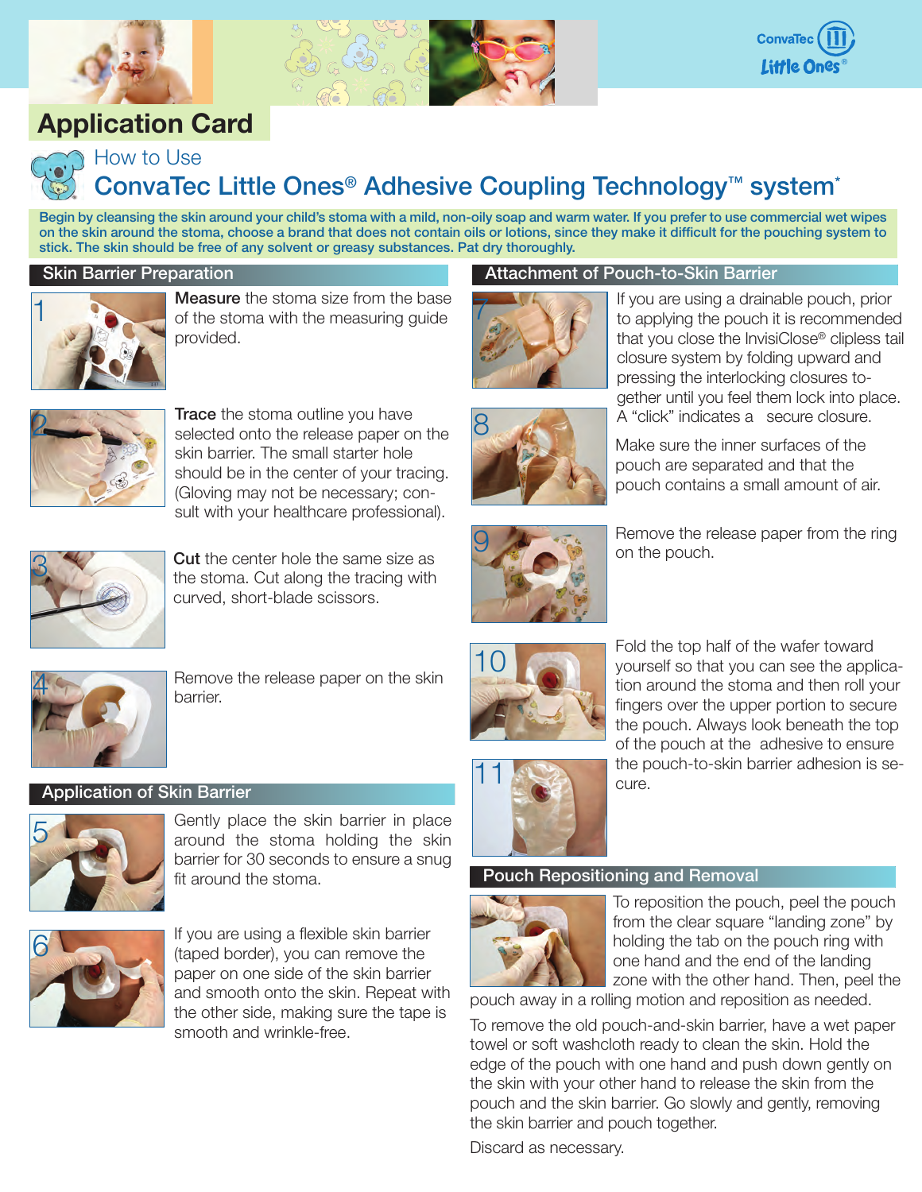# Application Card

## How to Use

## ConvaTec Little Ones® Adhesive Coupling Technology™ system*

**Begin by cleansing the skin around your child's stoma with a mild, non-oily soap and warm water. If you prefer to use commercial wet wipes on the skin around the stoma, choose a brand that does not contain oils or lotions, since they make it difficult for the pouching system to stick. The skin should be free of any solvent or greasy substances. Pat dry thoroughly.**

### Skin Barrier Preparation

1. **Measure** the stoma size from the base of the stoma with the measuring guide provided.

2. **Trace** the stoma outline you have selected onto the release paper on the skin barrier. The small starter hole should be in the center of your tracing. (Gloving may not be necessary; consult with your healthcare professional).

3. **Cut** the center hole the same size as the stoma. Cut along the tracing with curved, short-blade scissors.

4. Remove the release paper on the skin barrier.

### Application of Skin Barrier

5. Gently place the skin barrier in place around the stoma holding the skin barrier for 30 seconds to ensure a snug fit around the stoma.

6. If you are using a flexible skin barrier (taped border), you can remove the paper on one side of the skin barrier and smooth onto the skin. Repeat with the other side, making sure the tape is smooth and wrinkle-free.

### Attachment of Pouch-to-Skin Barrier

7. If you are using a drainable pouch, prior to applying the pouch it is recommended that you close the InvisiClose® clipless tail closure system by folding upward and pressing the interlocking closures together until you feel them lock into place. A "click" indicates a secure closure.

8. Make sure the inner surfaces of the pouch are separated and that the pouch contains a small amount of air.

9. Remove the release paper from the ring on the pouch.

10. Fold the top half of the wafer toward yourself so that you can see the application around the stoma and then roll your fingers over the upper portion to secure the pouch. Always look beneath the top of the pouch at the adhesive to ensure the pouch-to-skin barrier adhesion is secure.

11.

### Pouch Repositioning and Removal

To reposition the pouch, peel the pouch from the clear square "landing zone" by holding the tab on the pouch ring with one hand and the end of the landing zone with the other hand. Then, peel the pouch away in a rolling motion and reposition as needed.

To remove the old pouch-and-skin barrier, have a wet paper towel or soft washcloth ready to clean the skin. Hold the edge of the pouch with one hand and push down gently on the skin with your other hand to release the skin from the pouch and the skin barrier. Go slowly and gently, removing the skin barrier and pouch together.

Discard as necessary.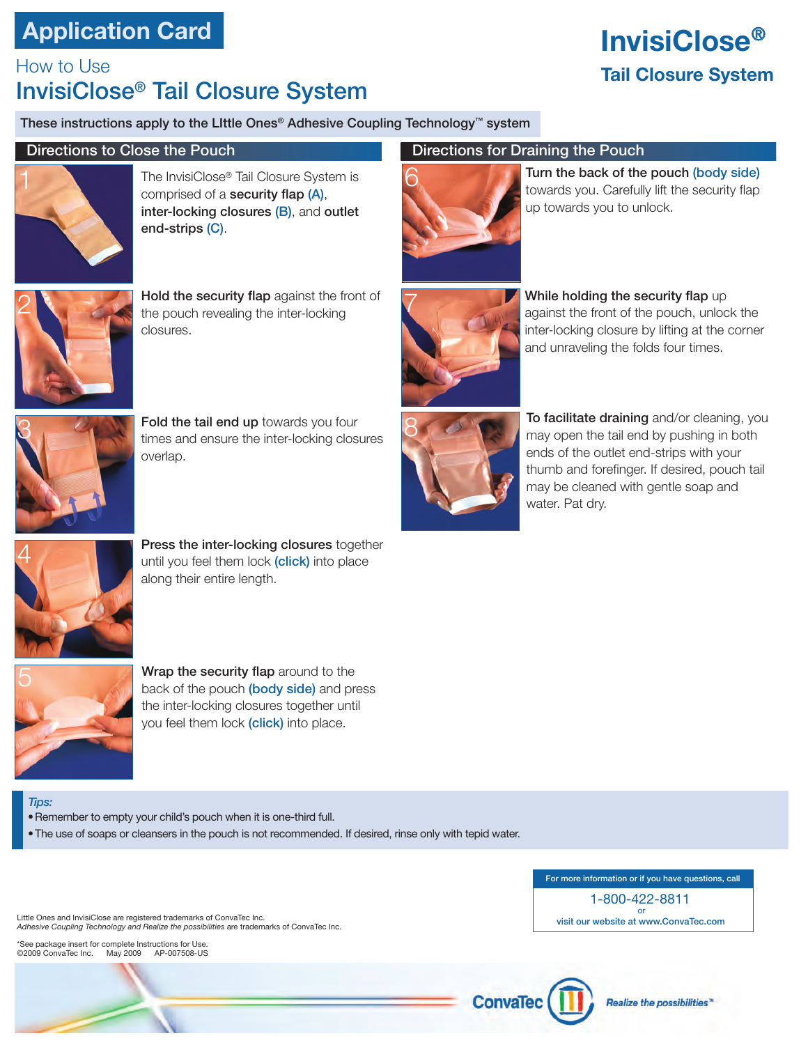# Application Card

## How to Use InvisiClose® Tail Closure System

**InvisiClose®**
**Tail Closure System**

**These instructions apply to the LIttle Ones® Adhesive Coupling Technology™ system**

### Directions to Close the Pouch

1. The InvisiClose® Tail Closure System is comprised of a **security flap (A)**, **inter-locking closures (B)**, and **outlet end-strips (C)**.

2. **Hold the security flap** against the front of the pouch revealing the inter-locking closures.

3. **Fold the tail end up** towards you four times and ensure the inter-locking closures overlap.

4. **Press the inter-locking closures** together until you feel them lock **(click)** into place along their entire length.

5. **Wrap the security flap** around to the back of the pouch **(body side)** and press the inter-locking closures together until you feel them lock **(click)** into place.

### Directions for Draining the Pouch

6. **Turn the back of the pouch (body side)** towards you. Carefully lift the security flap up towards you to unlock.

7. **While holding the security flap** up against the front of the pouch, unlock the inter-locking closure by lifting at the corner and unraveling the folds four times.

8. **To facilitate draining** and/or cleaning, you may open the tail end by pushing in both ends of the outlet end-strips with your thumb and forefinger. If desired, pouch tail may be cleaned with gentle soap and water. Pat dry.

*Tips:*

- Remember to empty your child's pouch when it is one-third full.
- The use of soaps or cleansers in the pouch is not recommended. If desired, rinse only with tepid water.

For more information or if you have questions, call
1-800-422-8811
or
visit our website at www.ConvaTec.com

Little Ones and InvisiClose are registered trademarks of ConvaTec Inc.
*Adhesive Coupling Technology and Realize the possibilities* are trademarks of ConvaTec Inc.

*See package insert for complete Instructions for Use.
©2009 ConvaTec Inc. May 2009 AP-007508-US

ConvaTec *Realize the possibilities™*